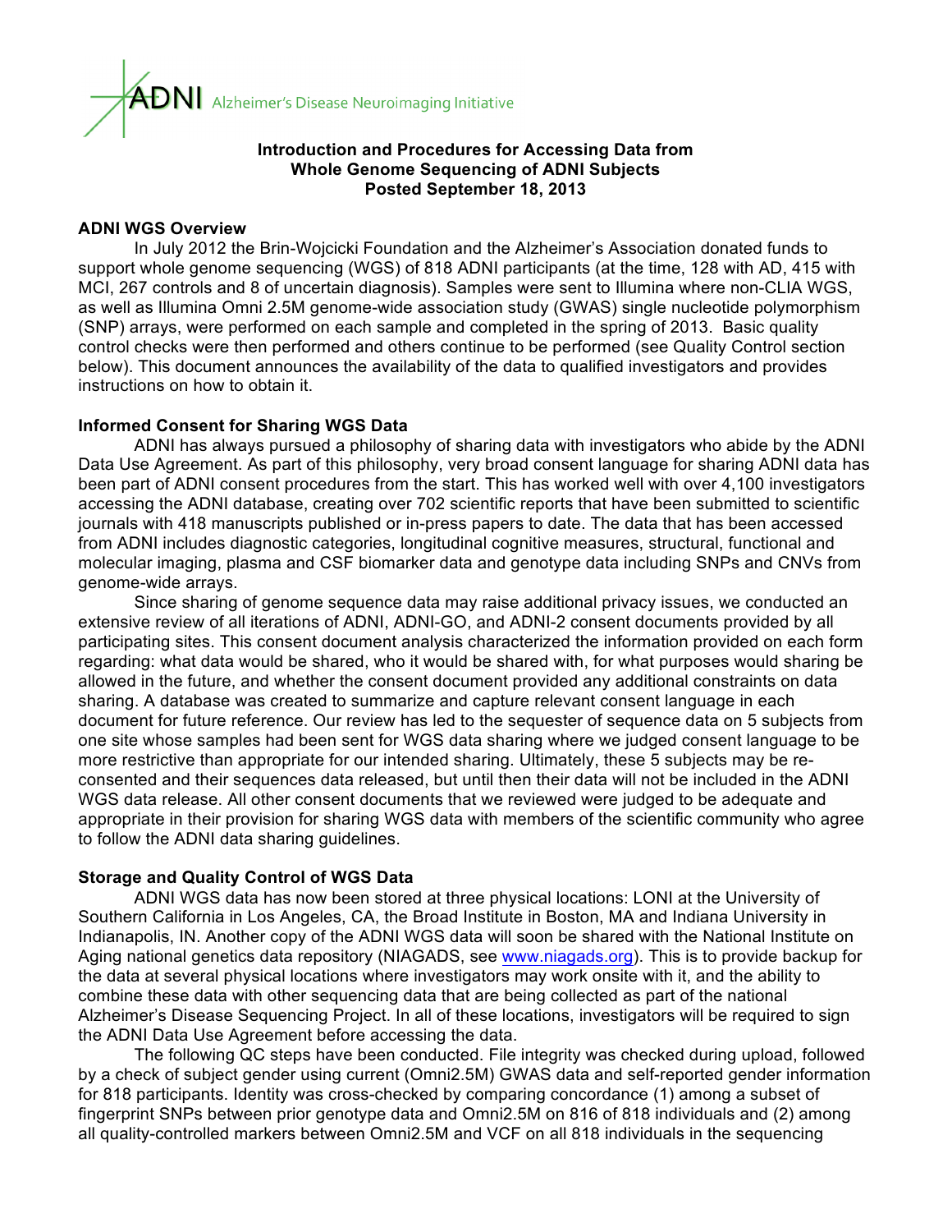ADNI Alzheimer's Disease Neuroimaging Initiative

**Introduction and Procedures for Accessing Data from Whole Genome Sequencing of ADNI Subjects**
**Posted September 18, 2013**

## ADNI WGS Overview

In July 2012 the Brin-Wojcicki Foundation and the Alzheimer's Association donated funds to support whole genome sequencing (WGS) of 818 ADNI participants (at the time, 128 with AD, 415 with MCI, 267 controls and 8 of uncertain diagnosis). Samples were sent to Illumina where non-CLIA WGS, as well as Illumina Omni 2.5M genome-wide association study (GWAS) single nucleotide polymorphism (SNP) arrays, were performed on each sample and completed in the spring of 2013. Basic quality control checks were then performed and others continue to be performed (see Quality Control section below). This document announces the availability of the data to qualified investigators and provides instructions on how to obtain it.

## Informed Consent for Sharing WGS Data

ADNI has always pursued a philosophy of sharing data with investigators who abide by the ADNI Data Use Agreement. As part of this philosophy, very broad consent language for sharing ADNI data has been part of ADNI consent procedures from the start. This has worked well with over 4,100 investigators accessing the ADNI database, creating over 702 scientific reports that have been submitted to scientific journals with 418 manuscripts published or in-press papers to date. The data that has been accessed from ADNI includes diagnostic categories, longitudinal cognitive measures, structural, functional and molecular imaging, plasma and CSF biomarker data and genotype data including SNPs and CNVs from genome-wide arrays.

Since sharing of genome sequence data may raise additional privacy issues, we conducted an extensive review of all iterations of ADNI, ADNI-GO, and ADNI-2 consent documents provided by all participating sites. This consent document analysis characterized the information provided on each form regarding: what data would be shared, who it would be shared with, for what purposes would sharing be allowed in the future, and whether the consent document provided any additional constraints on data sharing. A database was created to summarize and capture relevant consent language in each document for future reference. Our review has led to the sequester of sequence data on 5 subjects from one site whose samples had been sent for WGS data sharing where we judged consent language to be more restrictive than appropriate for our intended sharing. Ultimately, these 5 subjects may be re-consented and their sequences data released, but until then their data will not be included in the ADNI WGS data release. All other consent documents that we reviewed were judged to be adequate and appropriate in their provision for sharing WGS data with members of the scientific community who agree to follow the ADNI data sharing guidelines.

## Storage and Quality Control of WGS Data

ADNI WGS data has now been stored at three physical locations: LONI at the University of Southern California in Los Angeles, CA, the Broad Institute in Boston, MA and Indiana University in Indianapolis, IN. Another copy of the ADNI WGS data will soon be shared with the National Institute on Aging national genetics data repository (NIAGADS, see [www.niagads.org](www.niagads.org)). This is to provide backup for the data at several physical locations where investigators may work onsite with it, and the ability to combine these data with other sequencing data that are being collected as part of the national Alzheimer's Disease Sequencing Project. In all of these locations, investigators will be required to sign the ADNI Data Use Agreement before accessing the data.

The following QC steps have been conducted. File integrity was checked during upload, followed by a check of subject gender using current (Omni2.5M) GWAS data and self-reported gender information for 818 participants. Identity was cross-checked by comparing concordance (1) among a subset of fingerprint SNPs between prior genotype data and Omni2.5M on 816 of 818 individuals and (2) among all quality-controlled markers between Omni2.5M and VCF on all 818 individuals in the sequencing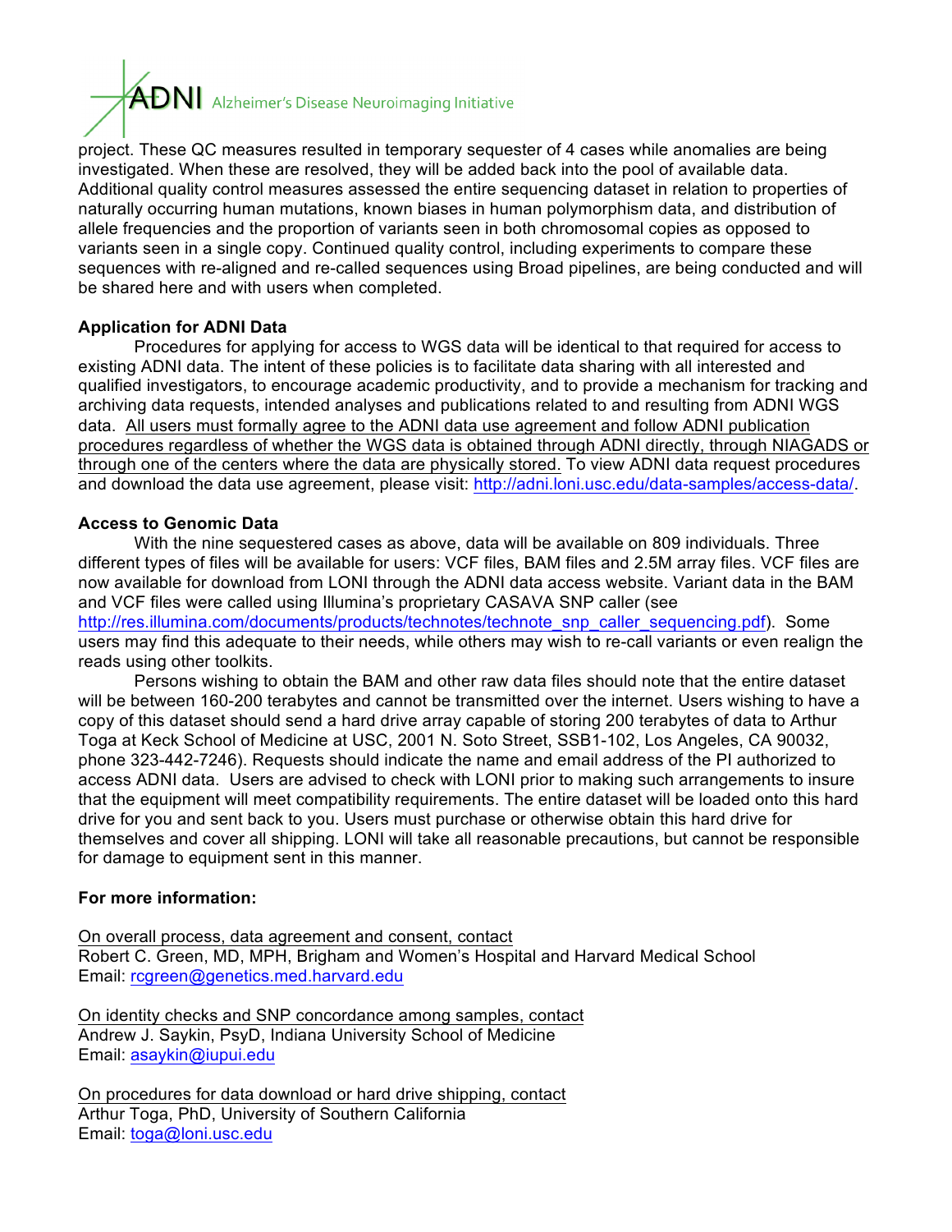project. These QC measures resulted in temporary sequester of 4 cases while anomalies are being investigated. When these are resolved, they will be added back into the pool of available data. Additional quality control measures assessed the entire sequencing dataset in relation to properties of naturally occurring human mutations, known biases in human polymorphism data, and distribution of allele frequencies and the proportion of variants seen in both chromosomal copies as opposed to variants seen in a single copy. Continued quality control, including experiments to compare these sequences with re-aligned and re-called sequences using Broad pipelines, are being conducted and will be shared here and with users when completed.

**Application for ADNI Data**

Procedures for applying for access to WGS data will be identical to that required for access to existing ADNI data. The intent of these policies is to facilitate data sharing with all interested and qualified investigators, to encourage academic productivity, and to provide a mechanism for tracking and archiving data requests, intended analyses and publications related to and resulting from ADNI WGS data. All users must formally agree to the ADNI data use agreement and follow ADNI publication procedures regardless of whether the WGS data is obtained through ADNI directly, through NIAGADS or through one of the centers where the data are physically stored. To view ADNI data request procedures and download the data use agreement, please visit: http://adni.loni.usc.edu/data-samples/access-data/.

**Access to Genomic Data**

With the nine sequestered cases as above, data will be available on 809 individuals. Three different types of files will be available for users: VCF files, BAM files and 2.5M array files. VCF files are now available for download from LONI through the ADNI data access website. Variant data in the BAM and VCF files were called using Illumina's proprietary CASAVA SNP caller (see http://res.illumina.com/documents/products/technotes/technote_snp_caller_sequencing.pdf). Some users may find this adequate to their needs, while others may wish to re-call variants or even realign the reads using other toolkits.

Persons wishing to obtain the BAM and other raw data files should note that the entire dataset will be between 160-200 terabytes and cannot be transmitted over the internet. Users wishing to have a copy of this dataset should send a hard drive array capable of storing 200 terabytes of data to Arthur Toga at Keck School of Medicine at USC, 2001 N. Soto Street, SSB1-102, Los Angeles, CA 90032, phone 323-442-7246). Requests should indicate the name and email address of the PI authorized to access ADNI data. Users are advised to check with LONI prior to making such arrangements to insure that the equipment will meet compatibility requirements. The entire dataset will be loaded onto this hard drive for you and sent back to you. Users must purchase or otherwise obtain this hard drive for themselves and cover all shipping. LONI will take all reasonable precautions, but cannot be responsible for damage to equipment sent in this manner.

**For more information:**

On overall process, data agreement and consent, contact
Robert C. Green, MD, MPH, Brigham and Women's Hospital and Harvard Medical School
Email: rcgreen@genetics.med.harvard.edu

On identity checks and SNP concordance among samples, contact
Andrew J. Saykin, PsyD, Indiana University School of Medicine
Email: asaykin@iupui.edu

On procedures for data download or hard drive shipping, contact
Arthur Toga, PhD, University of Southern California
Email: toga@loni.usc.edu